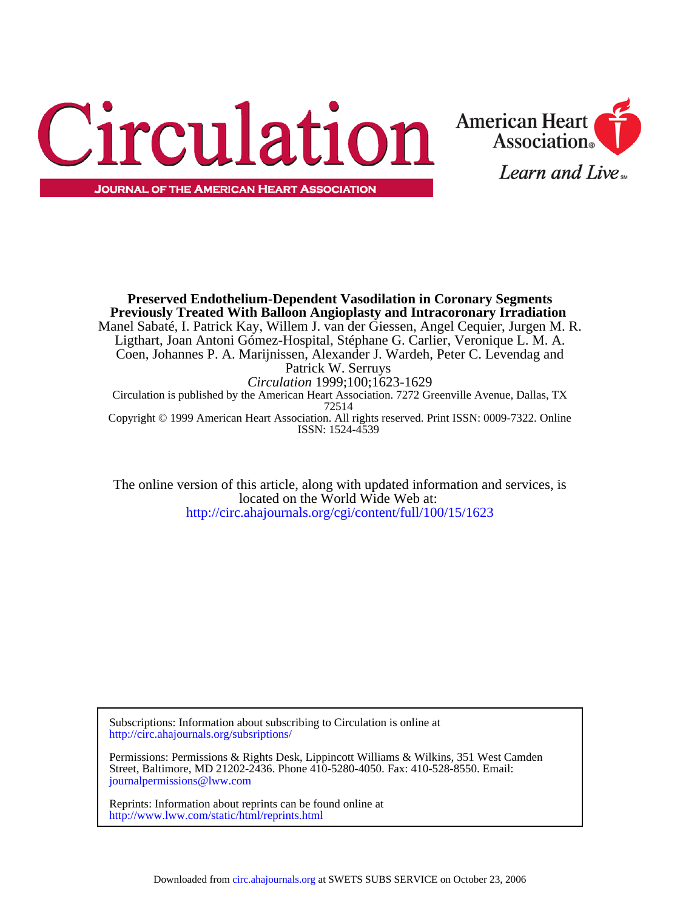# Circulation

JOURNAL OF THE AMERICAN HEART ASSOCIATION

American Heart Association®

*Learn and Live*℠

**Preserved Endothelium-Dependent Vasodilation in Coronary Segments Previously Treated With Balloon Angioplasty and Intracoronary Irradiation**

Manel Sabaté, I. Patrick Kay, Willem J. van der Giessen, Angel Cequier, Jurgen M. R. Ligthart, Joan Antoni Gómez-Hospital, Stéphane G. Carlier, Veronique L. M. A. Coen, Johannes P. A. Marijnissen, Alexander J. Wardeh, Peter C. Levendag and Patrick W. Serruys

*Circulation* 1999;100;1623-1629

Circulation is published by the American Heart Association. 7272 Greenville Avenue, Dallas, TX 72514

Copyright © 1999 American Heart Association. All rights reserved. Print ISSN: 0009-7322. Online ISSN: 1524-4539

The online version of this article, along with updated information and services, is located on the World Wide Web at:
http://circ.ahajournals.org/cgi/content/full/100/15/1623

Subscriptions: Information about subscribing to Circulation is online at
http://circ.ahajournals.org/subsriptions/

Permissions: Permissions & Rights Desk, Lippincott Williams & Wilkins, 351 West Camden Street, Baltimore, MD 21202-2436. Phone 410-5280-4050. Fax: 410-528-8550. Email:
journalpermissions@lww.com

Reprints: Information about reprints can be found online at
http://www.lww.com/static/html/reprints.html

Downloaded from circ.ahajournals.org at SWETS SUBS SERVICE on October 23, 2006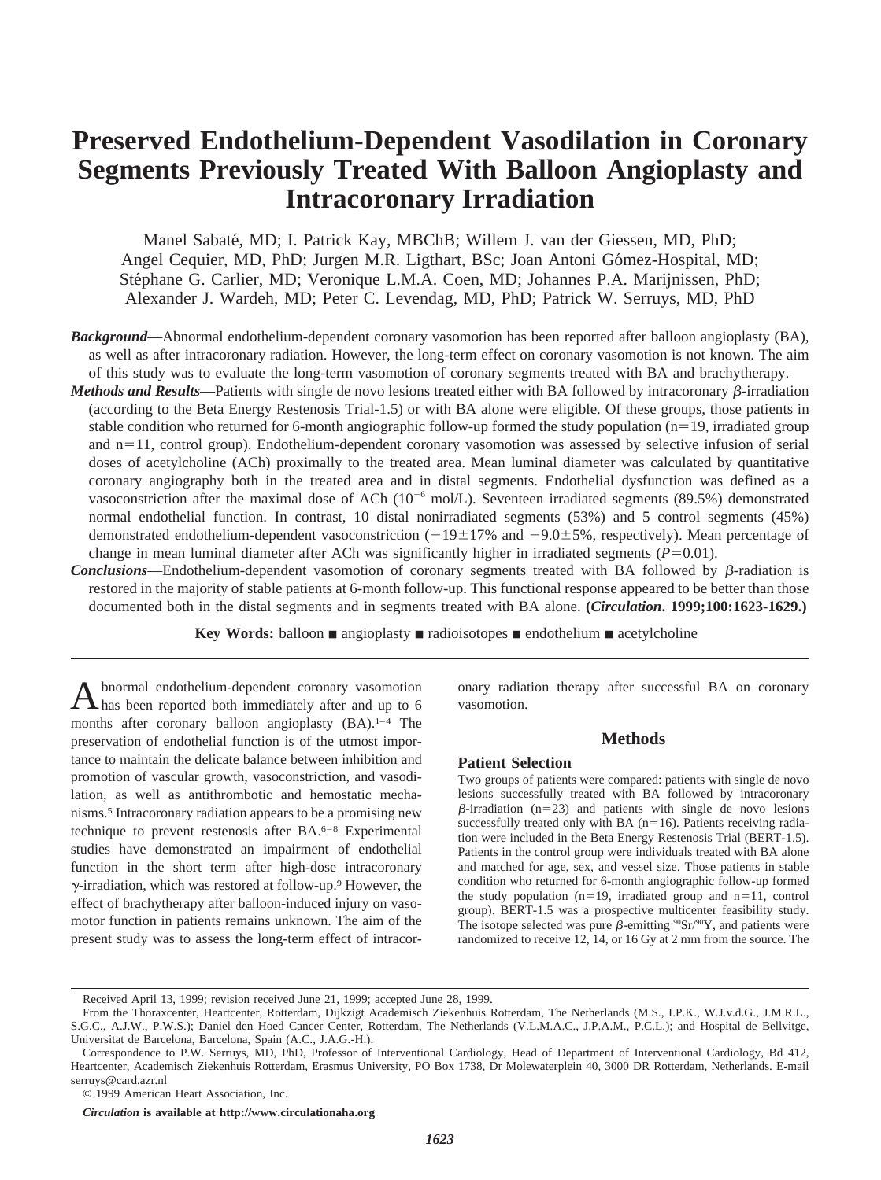# Preserved Endothelium-Dependent Vasodilation in Coronary Segments Previously Treated With Balloon Angioplasty and Intracoronary Irradiation

Manel Sabaté, MD; I. Patrick Kay, MBChB; Willem J. van der Giessen, MD, PhD; Angel Cequier, MD, PhD; Jurgen M.R. Ligthart, BSc; Joan Antoni Gómez-Hospital, MD; Stéphane G. Carlier, MD; Veronique L.M.A. Coen, MD; Johannes P.A. Marijnissen, PhD; Alexander J. Wardeh, MD; Peter C. Levendag, MD, PhD; Patrick W. Serruys, MD, PhD

***Background***—Abnormal endothelium-dependent coronary vasomotion has been reported after balloon angioplasty (BA), as well as after intracoronary radiation. However, the long-term effect on coronary vasomotion is not known. The aim of this study was to evaluate the long-term vasomotion of coronary segments treated with BA and brachytherapy.

***Methods and Results***—Patients with single de novo lesions treated either with BA followed by intracoronary $\beta$-irradiation (according to the Beta Energy Restenosis Trial-1.5) or with BA alone were eligible. Of these groups, those patients in stable condition who returned for 6-month angiographic follow-up formed the study population (n=19, irradiated group and n=11, control group). Endothelium-dependent coronary vasomotion was assessed by selective infusion of serial doses of acetylcholine (ACh) proximally to the treated area. Mean luminal diameter was calculated by quantitative coronary angiography both in the treated area and in distal segments. Endothelial dysfunction was defined as a vasoconstriction after the maximal dose of ACh ($10^{-6}$ mol/L). Seventeen irradiated segments (89.5%) demonstrated normal endothelial function. In contrast, 10 distal nonirradiated segments (53%) and 5 control segments (45%) demonstrated endothelium-dependent vasoconstriction ($-19\pm17\%$ and $-9.0\pm5\%$, respectively). Mean percentage of change in mean luminal diameter after ACh was significantly higher in irradiated segments ($P=0.01$).

***Conclusions***—Endothelium-dependent vasomotion of coronary segments treated with BA followed by $\beta$-radiation is restored in the majority of stable patients at 6-month follow-up. This functional response appeared to be better than those documented both in the distal segments and in segments treated with BA alone. **(*Circulation*. 1999;100:1623-1629.)**

**Key Words:** balloon ■ angioplasty ■ radioisotopes ■ endothelium ■ acetylcholine

Abnormal endothelium-dependent coronary vasomotion has been reported both immediately after and up to 6 months after coronary balloon angioplasty (BA).[1–4] The preservation of endothelial function is of the utmost importance to maintain the delicate balance between inhibition and promotion of vascular growth, vasoconstriction, and vasodilation, as well as antithrombotic and hemostatic mechanisms.[5] Intracoronary radiation appears to be a promising new technique to prevent restenosis after BA.[6–8] Experimental studies have demonstrated an impairment of endothelial function in the short term after high-dose intracoronary $\gamma$-irradiation, which was restored at follow-up.[9] However, the effect of brachytherapy after balloon-induced injury on vasomotor function in patients remains unknown. The aim of the present study was to assess the long-term effect of intracoronary radiation therapy after successful BA on coronary vasomotion.

## Methods

### Patient Selection

Two groups of patients were compared: patients with single de novo lesions successfully treated with BA followed by intracoronary $\beta$-irradiation (n=23) and patients with single de novo lesions successfully treated only with BA (n=16). Patients receiving radiation were included in the Beta Energy Restenosis Trial (BERT-1.5). Patients in the control group were individuals treated with BA alone and matched for age, sex, and vessel size. Those patients in stable condition who returned for 6-month angiographic follow-up formed the study population (n=19, irradiated group and n=11, control group). BERT-1.5 was a prospective multicenter feasibility study. The isotope selected was pure $\beta$-emitting $^{90}Sr/^{90}Y$, and patients were randomized to receive 12, 14, or 16 Gy at 2 mm from the source. The

Received April 13, 1999; revision received June 21, 1999; accepted June 28, 1999.

From the Thoraxcenter, Heartcenter, Rotterdam, Dijkzigt Academisch Ziekenhuis Rotterdam, The Netherlands (M.S., I.P.K., W.J.v.d.G., J.M.R.L., S.G.C., A.J.W., P.W.S.); Daniel den Hoed Cancer Center, Rotterdam, The Netherlands (V.L.M.A.C., J.P.A.M., P.C.L.); and Hospital de Bellvitge, Universitat de Barcelona, Barcelona, Spain (A.C., J.A.G.-H.).

Correspondence to P.W. Serruys, MD, PhD, Professor of Interventional Cardiology, Head of Department of Interventional Cardiology, Bd 412, Heartcenter, Academisch Ziekenhuis Rotterdam, Erasmus University, PO Box 1738, Dr Molewaterplein 40, 3000 DR Rotterdam, Netherlands. E-mail serruys@card.azr.nl

© 1999 American Heart Association, Inc.

***Circulation* is available at http://www.circulationaha.org**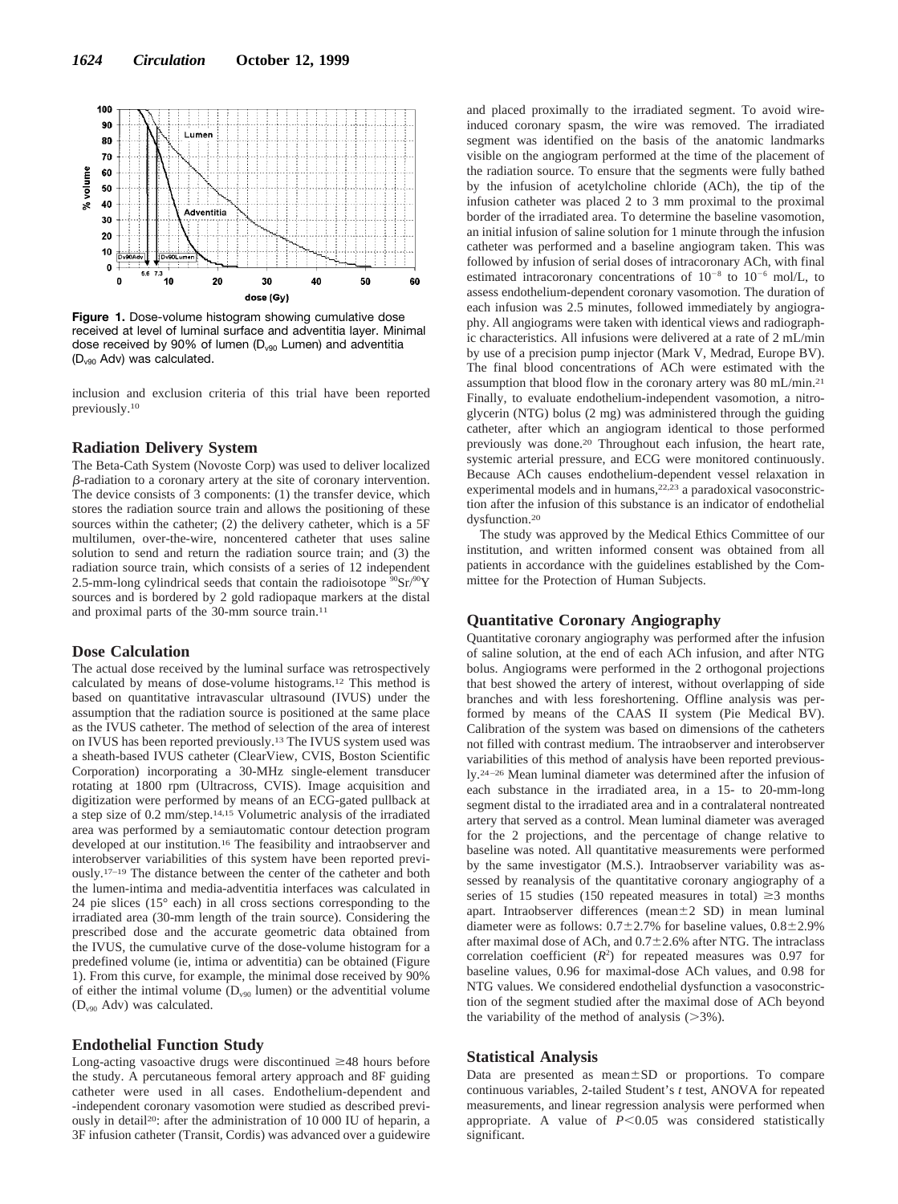Figure 1. Dose-volume histogram showing cumulative dose received at level of luminal surface and adventitia layer. Minimal dose received by 90% of lumen ($D_{v90}$ Lumen) and adventitia ($D_{v90}$ Adv) was calculated.

inclusion and exclusion criteria of this trial have been reported previously.[10]

## Radiation Delivery System

The Beta-Cath System (Novoste Corp) was used to deliver localized $\beta$-radiation to a coronary artery at the site of coronary intervention. The device consists of 3 components: (1) the transfer device, which stores the radiation source train and allows the positioning of these sources within the catheter; (2) the delivery catheter, which is a 5F multilumen, over-the-wire, noncentered catheter that uses saline solution to send and return the radiation source train; and (3) the radiation source train, which consists of a series of 12 independent 2.5-mm-long cylindrical seeds that contain the radioisotope $^{90}Sr/^{90}Y$ sources and is bordered by 2 gold radiopaque markers at the distal and proximal parts of the 30-mm source train.[11]

## Dose Calculation

The actual dose received by the luminal surface was retrospectively calculated by means of dose-volume histograms.[12] This method is based on quantitative intravascular ultrasound (IVUS) under the assumption that the radiation source is positioned at the same place as the IVUS catheter. The method of selection of the area of interest on IVUS has been reported previously.[13] The IVUS system used was a sheath-based IVUS catheter (ClearView, CVIS, Boston Scientific Corporation) incorporating a 30-MHz single-element transducer rotating at 1800 rpm (Ultracross, CVIS). Image acquisition and digitization were performed by means of an ECG-gated pullback at a step size of 0.2 mm/step.[14,15] Volumetric analysis of the irradiated area was performed by a semiautomatic contour detection program developed at our institution.[16] The feasibility and intraobserver and interobserver variabilities of this system have been reported previously.[17–19] The distance between the center of the catheter and both the lumen-intima and media-adventitia interfaces was calculated in 24 pie slices (15° each) in all cross sections corresponding to the irradiated area (30-mm length of the train source). Considering the prescribed dose and the accurate geometric data obtained from the IVUS, the cumulative curve of the dose-volume histogram for a predefined volume (ie, intima or adventitia) can be obtained (Figure 1). From this curve, for example, the minimal dose received by 90% of either the intimal volume ($D_{v90}$ lumen) or the adventitial volume ($D_{v90}$ Adv) was calculated.

## Endothelial Function Study

Long-acting vasoactive drugs were discontinued ≥48 hours before the study. A percutaneous femoral artery approach and 8F guiding catheter were used in all cases. Endothelium-dependent and -independent coronary vasomotion were studied as described previously in detail[20]: after the administration of 10 000 IU of heparin, a 3F infusion catheter (Transit, Cordis) was advanced over a guidewire and placed proximally to the irradiated segment. To avoid wire-induced coronary spasm, the wire was removed. The irradiated segment was identified on the basis of the anatomic landmarks visible on the angiogram performed at the time of the placement of the radiation source. To ensure that the segments were fully bathed by the infusion of acetylcholine chloride (ACh), the tip of the infusion catheter was placed 2 to 3 mm proximal to the proximal border of the irradiated area. To determine the baseline vasomotion, an initial infusion of saline solution for 1 minute through the infusion catheter was performed and a baseline angiogram taken. This was followed by infusion of serial doses of intracoronary ACh, with final estimated intracoronary concentrations of $10^{-8}$ to $10^{-6}$ mol/L, to assess endothelium-dependent coronary vasomotion. The duration of each infusion was 2.5 minutes, followed immediately by angiography. All angiograms were taken with identical views and radiographic characteristics. All infusions were delivered at a rate of 2 mL/min by use of a precision pump injector (Mark V, Medrad, Europe BV). The final blood concentrations of ACh were estimated with the assumption that blood flow in the coronary artery was 80 mL/min.[21] Finally, to evaluate endothelium-independent vasomotion, a nitroglycerin (NTG) bolus (2 mg) was administered through the guiding catheter, after which an angiogram identical to those performed previously was done.[20] Throughout each infusion, the heart rate, systemic arterial pressure, and ECG were monitored continuously. Because ACh causes endothelium-dependent vessel relaxation in experimental models and in humans,[22,23] a paradoxical vasoconstriction after the infusion of this substance is an indicator of endothelial dysfunction.[20]

The study was approved by the Medical Ethics Committee of our institution, and written informed consent was obtained from all patients in accordance with the guidelines established by the Committee for the Protection of Human Subjects.

## Quantitative Coronary Angiography

Quantitative coronary angiography was performed after the infusion of saline solution, at the end of each ACh infusion, and after NTG bolus. Angiograms were performed in the 2 orthogonal projections that best showed the artery of interest, without overlapping of side branches and with less foreshortening. Offline analysis was performed by means of the CAAS II system (Pie Medical BV). Calibration of the system was based on dimensions of the catheters not filled with contrast medium. The intraobserver and interobserver variabilities of this method of analysis have been reported previously.[24–26] Mean luminal diameter was determined after the infusion of each substance in the irradiated area, in a 15- to 20-mm-long segment distal to the irradiated area and in a contralateral nontreated artery that served as a control. Mean luminal diameter was averaged for the 2 projections, and the percentage of change relative to baseline was noted. All quantitative measurements were performed by the same investigator (M.S.). Intraobserver variability was assessed by reanalysis of the quantitative coronary angiography of a series of 15 studies (150 repeated measures in total) ≥3 months apart. Intraobserver differences (mean±2 SD) in mean luminal diameter were as follows: 0.7±2.7% for baseline values, 0.8±2.9% after maximal dose of ACh, and 0.7±2.6% after NTG. The intraclass correlation coefficient ($R^2$) for repeated measures was 0.97 for baseline values, 0.96 for maximal-dose ACh values, and 0.98 for NTG values. We considered endothelial dysfunction a vasoconstriction of the segment studied after the maximal dose of ACh beyond the variability of the method of analysis (>3%).

## Statistical Analysis

Data are presented as mean±SD or proportions. To compare continuous variables, 2-tailed Student's *t* test, ANOVA for repeated measurements, and linear regression analysis were performed when appropriate. A value of $P<0.05$ was considered statistically significant.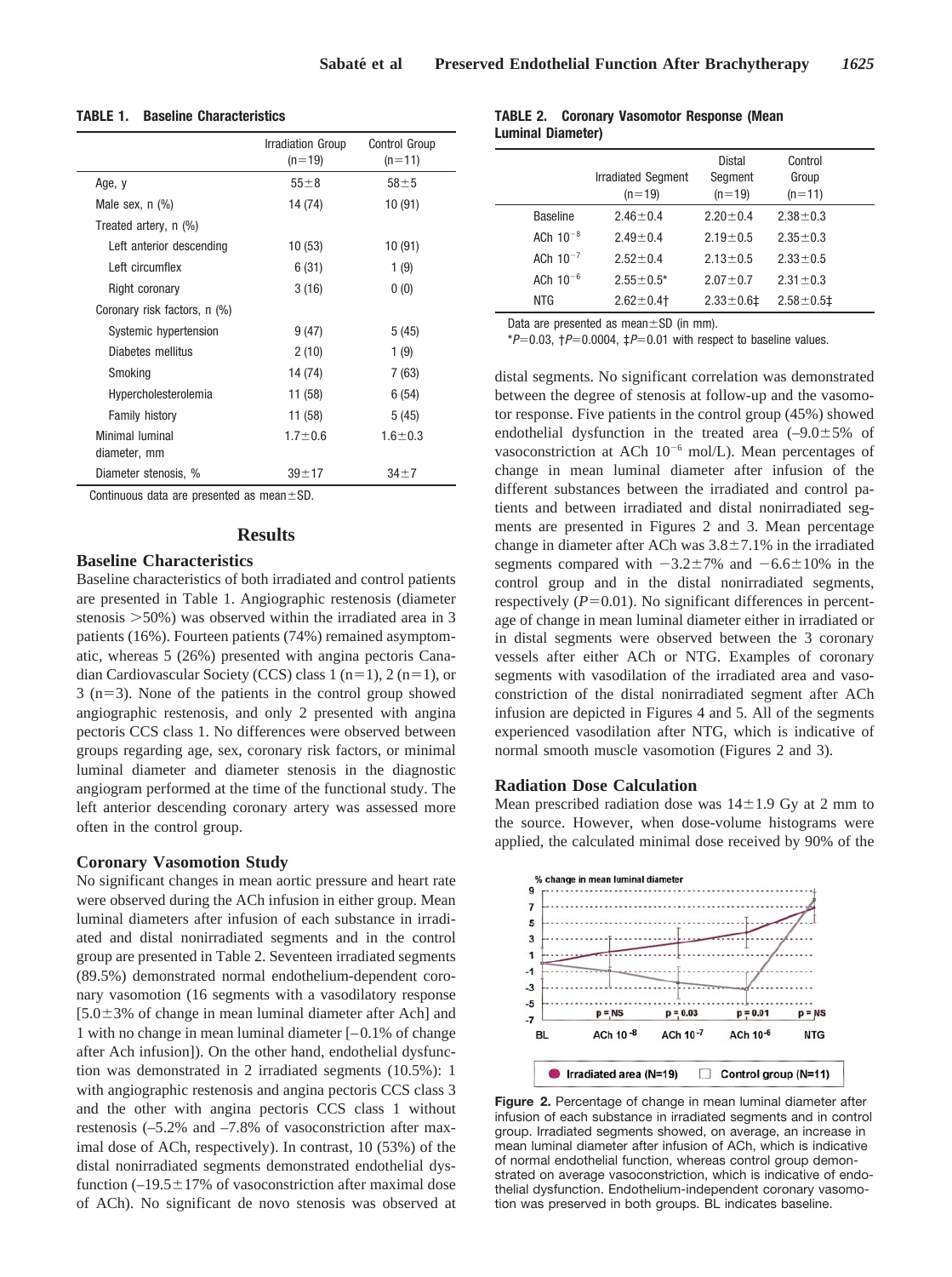**TABLE 1. Baseline Characteristics**

| | Irradiation Group (n=19) | Control Group (n=11) |
|---|---|---|
| Age, y | 55±8 | 58±5 |
| Male sex, n (%) | 14 (74) | 10 (91) |
| Treated artery, n (%) | | |
| Left anterior descending | 10 (53) | 10 (91) |
| Left circumflex | 6 (31) | 1 (9) |
| Right coronary | 3 (16) | 0 (0) |
| Coronary risk factors, n (%) | | |
| Systemic hypertension | 9 (47) | 5 (45) |
| Diabetes mellitus | 2 (10) | 1 (9) |
| Smoking | 14 (74) | 7 (63) |
| Hypercholesterolemia | 11 (58) | 6 (54) |
| Family history | 11 (58) | 5 (45) |
| Minimal luminal diameter, mm | 1.7±0.6 | 1.6±0.3 |
| Diameter stenosis, % | 39±17 | 34±7 |

Continuous data are presented as mean±SD.

## Results

### Baseline Characteristics

Baseline characteristics of both irradiated and control patients are presented in Table 1. Angiographic restenosis (diameter stenosis >50%) was observed within the irradiated area in 3 patients (16%). Fourteen patients (74%) remained asymptomatic, whereas 5 (26%) presented with angina pectoris Canadian Cardiovascular Society (CCS) class 1 (n=1), 2 (n=1), or 3 (n=3). None of the patients in the control group showed angiographic restenosis, and only 2 presented with angina pectoris CCS class 1. No differences were observed between groups regarding age, sex, coronary risk factors, or minimal luminal diameter and diameter stenosis in the diagnostic angiogram performed at the time of the functional study. The left anterior descending coronary artery was assessed more often in the control group.

### Coronary Vasomotion Study

No significant changes in mean aortic pressure and heart rate were observed during the ACh infusion in either group. Mean luminal diameters after infusion of each substance in irradiated and distal nonirradiated segments and in the control group are presented in Table 2. Seventeen irradiated segments (89.5%) demonstrated normal endothelium-dependent coronary vasomotion (16 segments with a vasodilatory response [5.0±3% of change in mean luminal diameter after Ach] and 1 with no change in mean luminal diameter [–0.1% of change after Ach infusion]). On the other hand, endothelial dysfunction was demonstrated in 2 irradiated segments (10.5%): 1 with angiographic restenosis and angina pectoris CCS class 3 and the other with angina pectoris CCS class 1 without restenosis (–5.2% and –7.8% of vasoconstriction after maximal dose of ACh, respectively). In contrast, 10 (53%) of the distal nonirradiated segments demonstrated endothelial dysfunction (–19.5±17% of vasoconstriction after maximal dose of ACh). No significant de novo stenosis was observed at distal segments. No significant correlation was demonstrated between the degree of stenosis at follow-up and the vasomotor response. Five patients in the control group (45%) showed endothelial dysfunction in the treated area (–9.0±5% of vasoconstriction at ACh $10^{-6}$ mol/L). Mean percentages of change in mean luminal diameter after infusion of the different substances between the irradiated and control patients and between irradiated and distal nonirradiated segments are presented in Figures 2 and 3. Mean percentage change in diameter after ACh was 3.8±7.1% in the irradiated segments compared with −3.2±7% and −6.6±10% in the control group and in the distal nonirradiated segments, respectively ($P$=0.01). No significant differences in percentage of change in mean luminal diameter either in irradiated or in distal segments were observed between the 3 coronary vessels after either ACh or NTG. Examples of coronary segments with vasodilation of the irradiated area and vasoconstriction of the distal nonirradiated segment after ACh infusion are depicted in Figures 4 and 5. All of the segments experienced vasodilation after NTG, which is indicative of normal smooth muscle vasomotion (Figures 2 and 3).

**TABLE 2. Coronary Vasomotor Response (Mean Luminal Diameter)**

| | Irradiated Segment (n=19) | Distal Segment (n=19) | Control Group (n=11) |
|---|---|---|---|
| Baseline | 2.46±0.4 | 2.20±0.4 | 2.38±0.3 |
| ACh $10^{-8}$ | 2.49±0.4 | 2.19±0.5 | 2.35±0.3 |
| ACh $10^{-7}$ | 2.52±0.4 | 2.13±0.5 | 2.33±0.5 |
| ACh $10^{-6}$ | 2.55±0.5* | 2.07±0.7 | 2.31±0.3 |
| NTG | 2.62±0.4† | 2.33±0.6‡ | 2.58±0.5‡ |

Data are presented as mean±SD (in mm).

*$P$=0.03, †$P$=0.0004, ‡$P$=0.01 with respect to baseline values.

### Radiation Dose Calculation

Mean prescribed radiation dose was 14±1.9 Gy at 2 mm to the source. However, when dose-volume histograms were applied, the calculated minimal dose received by 90% of the

**Figure 2.** Percentage of change in mean luminal diameter after infusion of each substance in irradiated segments and in control group. Irradiated segments showed, on average, an increase in mean luminal diameter after infusion of ACh, which is indicative of normal endothelial function, whereas control group demonstrated on average vasoconstriction, which is indicative of endothelial dysfunction. Endothelium-independent coronary vasomotion was preserved in both groups. BL indicates baseline.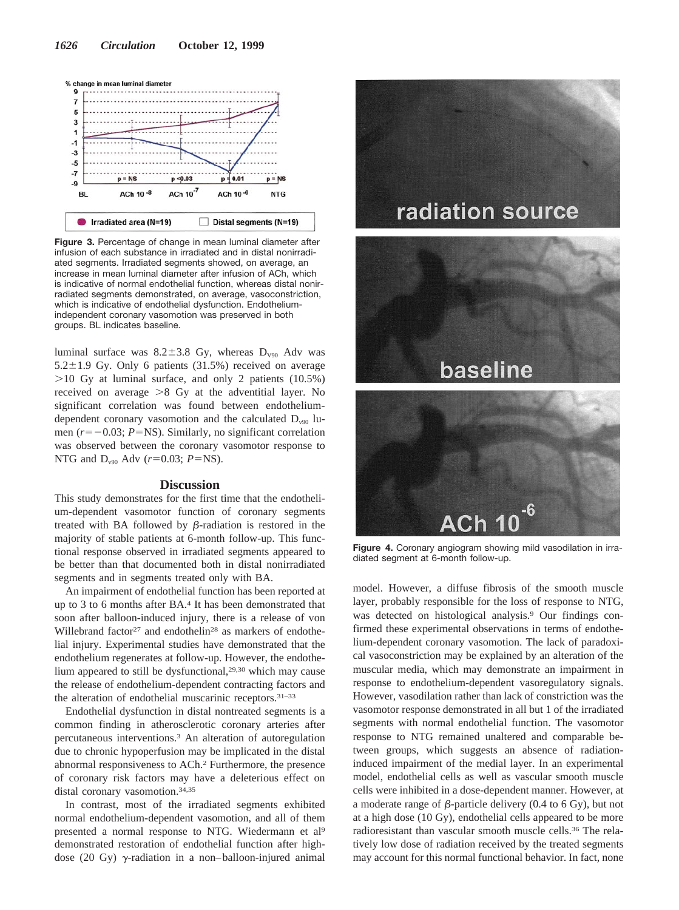**Figure 3.** Percentage of change in mean luminal diameter after infusion of each substance in irradiated and in distal nonirradiated segments. Irradiated segments showed, on average, an increase in mean luminal diameter after infusion of ACh, which is indicative of normal endothelial function, whereas distal nonirradiated segments demonstrated, on average, vasoconstriction, which is indicative of endothelial dysfunction. Endothelium-independent coronary vasomotion was preserved in both groups. BL indicates baseline.

luminal surface was 8.2±3.8 Gy, whereas $D_{v90}$ Adv was 5.2±1.9 Gy. Only 6 patients (31.5%) received on average >10 Gy at luminal surface, and only 2 patients (10.5%) received on average >8 Gy at the adventitial layer. No significant correlation was found between endothelium-dependent coronary vasomotion and the calculated $D_{v90}$ lumen ($r=-0.03$; $P$=NS). Similarly, no significant correlation was observed between the coronary vasomotor response to NTG and $D_{v90}$ Adv ($r=0.03$; $P$=NS).

## Discussion

This study demonstrates for the first time that the endothelium-dependent vasomotor function of coronary segments treated with BA followed by β-radiation is restored in the majority of stable patients at 6-month follow-up. This functional response observed in irradiated segments appeared to be better than that documented both in distal nonirradiated segments and in segments treated only with BA.

An impairment of endothelial function has been reported at up to 3 to 6 months after BA.[4] It has been demonstrated that soon after balloon-induced injury, there is a release of von Willebrand factor[27] and endothelin[28] as markers of endothelial injury. Experimental studies have demonstrated that the endothelium regenerates at follow-up. However, the endothelium appeared to still be dysfunctional,[29,30] which may cause the release of endothelium-dependent contracting factors and the alteration of endothelial muscarinic receptors.[31–33]

Endothelial dysfunction in distal nontreated segments is a common finding in atherosclerotic coronary arteries after percutaneous interventions.[3] An alteration of autoregulation due to chronic hypoperfusion may be implicated in the distal abnormal responsiveness to ACh.[2] Furthermore, the presence of coronary risk factors may have a deleterious effect on distal coronary vasomotion.[34,35]

In contrast, most of the irradiated segments exhibited normal endothelium-dependent vasomotion, and all of them presented a normal response to NTG. Wiedermann et al[9] demonstrated restoration of endothelial function after high-dose (20 Gy) γ-radiation in a non–balloon-injured animal model. However, a diffuse fibrosis of the smooth muscle layer, probably responsible for the loss of response to NTG, was detected on histological analysis.[9] Our findings confirmed these experimental observations in terms of endothelium-dependent coronary vasomotion. The lack of paradoxical vasoconstriction may be explained by an alteration of the muscular media, which may demonstrate an impairment in response to endothelium-dependent vasoregulatory signals. However, vasodilation rather than lack of constriction was the vasomotor response demonstrated in all but 1 of the irradiated segments with normal endothelial function. The vasomotor response to NTG remained unaltered and comparable between groups, which suggests an absence of radiation-induced impairment of the medial layer. In an experimental model, endothelial cells as well as vascular smooth muscle cells were inhibited in a dose-dependent manner. However, at a moderate range of β-particle delivery (0.4 to 6 Gy), but not at a high dose (10 Gy), endothelial cells appeared to be more radioresistant than vascular smooth muscle cells.[36] The relatively low dose of radiation received by the treated segments may account for this normal functional behavior. In fact, none

**Figure 4.** Coronary angiogram showing mild vasodilation in irradiated segment at 6-month follow-up.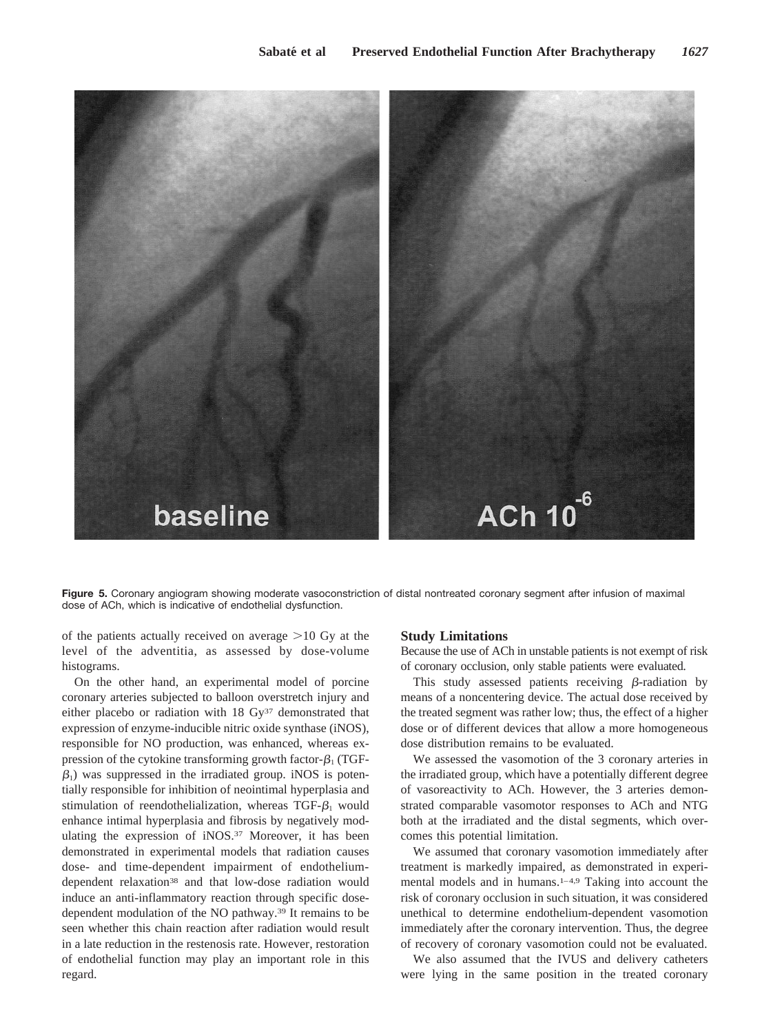**Figure 5.** Coronary angiogram showing moderate vasoconstriction of distal nontreated coronary segment after infusion of maximal dose of ACh, which is indicative of endothelial dysfunction.

of the patients actually received on average >10 Gy at the level of the adventitia, as assessed by dose-volume histograms.

On the other hand, an experimental model of porcine coronary arteries subjected to balloon overstretch injury and either placebo or radiation with 18 Gy[37] demonstrated that expression of enzyme-inducible nitric oxide synthase (iNOS), responsible for NO production, was enhanced, whereas expression of the cytokine transforming growth factor-$\beta_1$ (TGF-$\beta_1$) was suppressed in the irradiated group. iNOS is potentially responsible for inhibition of neointimal hyperplasia and stimulation of reendothelialization, whereas TGF-$\beta_1$ would enhance intimal hyperplasia and fibrosis by negatively modulating the expression of iNOS.[37] Moreover, it has been demonstrated in experimental models that radiation causes dose- and time-dependent impairment of endothelium-dependent relaxation[38] and that low-dose radiation would induce an anti-inflammatory reaction through specific dose-dependent modulation of the NO pathway.[39] It remains to be seen whether this chain reaction after radiation would result in a late reduction in the restenosis rate. However, restoration of endothelial function may play an important role in this regard.

## Study Limitations

Because the use of ACh in unstable patients is not exempt of risk of coronary occlusion, only stable patients were evaluated.

This study assessed patients receiving $\beta$-radiation by means of a noncentering device. The actual dose received by the treated segment was rather low; thus, the effect of a higher dose or of different devices that allow a more homogeneous dose distribution remains to be evaluated.

We assessed the vasomotion of the 3 coronary arteries in the irradiated group, which have a potentially different degree of vasoreactivity to ACh. However, the 3 arteries demonstrated comparable vasomotor responses to ACh and NTG both at the irradiated and the distal segments, which overcomes this potential limitation.

We assumed that coronary vasomotion immediately after treatment is markedly impaired, as demonstrated in experimental models and in humans.[1–4,9] Taking into account the risk of coronary occlusion in such situation, it was considered unethical to determine endothelium-dependent vasomotion immediately after the coronary intervention. Thus, the degree of recovery of coronary vasomotion could not be evaluated.

We also assumed that the IVUS and delivery catheters were lying in the same position in the treated coronary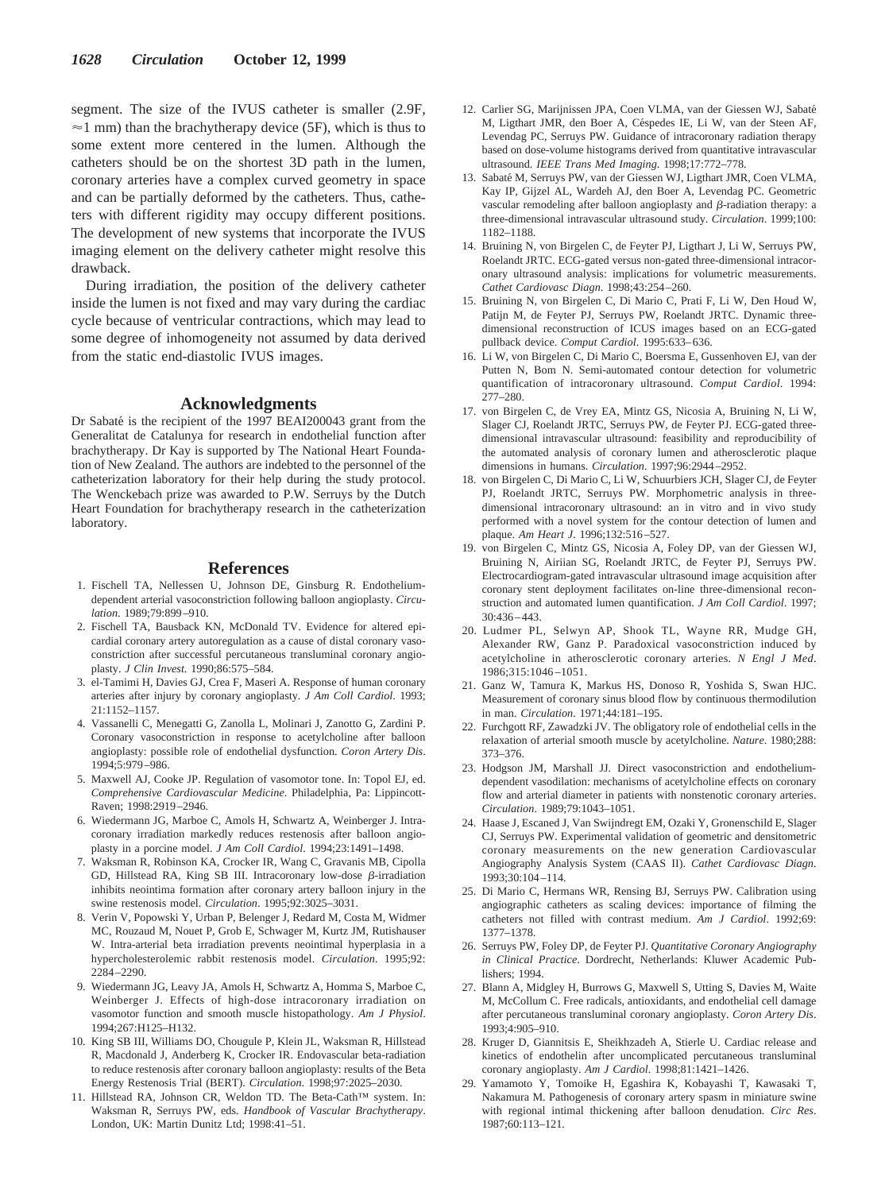segment. The size of the IVUS catheter is smaller (2.9F, ≈1 mm) than the brachytherapy device (5F), which is thus to some extent more centered in the lumen. Although the catheters should be on the shortest 3D path in the lumen, coronary arteries have a complex curved geometry in space and can be partially deformed by the catheters. Thus, catheters with different rigidity may occupy different positions. The development of new systems that incorporate the IVUS imaging element on the delivery catheter might resolve this drawback.

During irradiation, the position of the delivery catheter inside the lumen is not fixed and may vary during the cardiac cycle because of ventricular contractions, which may lead to some degree of inhomogeneity not assumed by data derived from the static end-diastolic IVUS images.

## Acknowledgments

Dr Sabaté is the recipient of the 1997 BEAI200043 grant from the Generalitat de Catalunya for research in endothelial function after brachytherapy. Dr Kay is supported by The National Heart Foundation of New Zealand. The authors are indebted to the personnel of the catheterization laboratory for their help during the study protocol. The Wenckebach prize was awarded to P.W. Serruys by the Dutch Heart Foundation for brachytherapy research in the catheterization laboratory.

## References

1. Fischell TA, Nellessen U, Johnson DE, Ginsburg R. Endothelium-dependent arterial vasoconstriction following balloon angioplasty. *Circulation*. 1989;79:899–910.
2. Fischell TA, Bausback KN, McDonald TV. Evidence for altered epicardial coronary artery autoregulation as a cause of distal coronary vasoconstriction after successful percutaneous transluminal coronary angioplasty. *J Clin Invest*. 1990;86:575–584.
3. el-Tamimi H, Davies GJ, Crea F, Maseri A. Response of human coronary arteries after injury by coronary angioplasty. *J Am Coll Cardiol*. 1993;21:1152–1157.
4. Vassanelli C, Menegatti G, Zanolla L, Molinari J, Zanotto G, Zardini P. Coronary vasoconstriction in response to acetylcholine after balloon angioplasty: possible role of endothelial dysfunction. *Coron Artery Dis*. 1994;5:979–986.
5. Maxwell AJ, Cooke JP. Regulation of vasomotor tone. In: Topol EJ, ed. *Comprehensive Cardiovascular Medicine*. Philadelphia, Pa: Lippincott-Raven; 1998:2919–2946.
6. Wiedermann JG, Marboe C, Amols H, Schwartz A, Weinberger J. Intracoronary irradiation markedly reduces restenosis after balloon angioplasty in a porcine model. *J Am Coll Cardiol*. 1994;23:1491–1498.
7. Waksman R, Robinson KA, Crocker IR, Wang C, Gravanis MB, Cipolla GD, Hillstead RA, King SB III. Intracoronary low-dose $\beta$-irradiation inhibits neointima formation after coronary artery balloon injury in the swine restenosis model. *Circulation*. 1995;92:3025–3031.
8. Verin V, Popowski Y, Urban P, Belenger J, Redard M, Costa M, Widmer MC, Rouzaud M, Nouet P, Grob E, Schwager M, Kurtz JM, Rutishauser W. Intra-arterial beta irradiation prevents neointimal hyperplasia in a hypercholesterolemic rabbit restenosis model. *Circulation*. 1995;92:2284–2290.
9. Wiedermann JG, Leavy JA, Amols H, Schwartz A, Homma S, Marboe C, Weinberger J. Effects of high-dose intracoronary irradiation on vasomotor function and smooth muscle histopathology. *Am J Physiol*. 1994;267:H125–H132.
10. King SB III, Williams DO, Chougule P, Klein JL, Waksman R, Hillstead R, Macdonald J, Anderberg K, Crocker IR. Endovascular beta-radiation to reduce restenosis after coronary balloon angioplasty: results of the Beta Energy Restenosis Trial (BERT). *Circulation*. 1998;97:2025–2030.
11. Hillstead RA, Johnson CR, Weldon TD. The Beta-Cath™ system. In: Waksman R, Serruys PW, eds. *Handbook of Vascular Brachytherapy*. London, UK: Martin Dunitz Ltd; 1998:41–51.
12. Carlier SG, Marijnissen JPA, Coen VLMA, van der Giessen WJ, Sabaté M, Ligthart JMR, den Boer A, Céspedes IE, Li W, van der Steen AF, Levendag PC, Serruys PW. Guidance of intracoronary radiation therapy based on dose-volume histograms derived from quantitative intravascular ultrasound. *IEEE Trans Med Imaging*. 1998;17:772–778.
13. Sabaté M, Serruys PW, van der Giessen WJ, Ligthart JMR, Coen VLMA, Kay IP, Gijzel AL, Wardeh AJ, den Boer A, Levendag PC. Geometric vascular remodeling after balloon angioplasty and $\beta$-radiation therapy: a three-dimensional intravascular ultrasound study. *Circulation*. 1999;100:1182–1188.
14. Bruining N, von Birgelen C, de Feyter PJ, Ligthart J, Li W, Serruys PW, Roelandt JRTC. ECG-gated versus non-gated three-dimensional intracoronary ultrasound analysis: implications for volumetric measurements. *Cathet Cardiovasc Diagn*. 1998;43:254–260.
15. Bruining N, von Birgelen C, Di Mario C, Prati F, Li W, Den Houd W, Patijn M, de Feyter PJ, Serruys PW, Roelandt JRTC. Dynamic three-dimensional reconstruction of ICUS images based on an ECG-gated pullback device. *Comput Cardiol*. 1995:633–636.
16. Li W, von Birgelen C, Di Mario C, Boersma E, Gussenhoven EJ, van der Putten N, Bom N. Semi-automated contour detection for volumetric quantification of intracoronary ultrasound. *Comput Cardiol*. 1994:277–280.
17. von Birgelen C, de Vrey EA, Mintz GS, Nicosia A, Bruining N, Li W, Slager CJ, Roelandt JRTC, Serruys PW, de Feyter PJ. ECG-gated three-dimensional intravascular ultrasound: feasibility and reproducibility of the automated analysis of coronary lumen and atherosclerotic plaque dimensions in humans. *Circulation*. 1997;96:2944–2952.
18. von Birgelen C, Di Mario C, Li W, Schuurbiers JCH, Slager CJ, de Feyter PJ, Roelandt JRTC, Serruys PW. Morphometric analysis in three-dimensional intracoronary ultrasound: an in vitro and in vivo study performed with a novel system for the contour detection of lumen and plaque. *Am Heart J*. 1996;132:516–527.
19. von Birgelen C, Mintz GS, Nicosia A, Foley DP, van der Giessen WJ, Bruining N, Airiian SG, Roelandt JRTC, de Feyter PJ, Serruys PW. Electrocardiogram-gated intravascular ultrasound image acquisition after coronary stent deployment facilitates on-line three-dimensional reconstruction and automated lumen quantification. *J Am Coll Cardiol*. 1997;30:436–443.
20. Ludmer PL, Selwyn AP, Shook TL, Wayne RR, Mudge GH, Alexander RW, Ganz P. Paradoxical vasoconstriction induced by acetylcholine in atherosclerotic coronary arteries. *N Engl J Med*. 1986;315:1046–1051.
21. Ganz W, Tamura K, Markus HS, Donoso R, Yoshida S, Swan HJC. Measurement of coronary sinus blood flow by continuous thermodilution in man. *Circulation*. 1971;44:181–195.
22. Furchgott RF, Zawadzki JV. The obligatory role of endothelial cells in the relaxation of arterial smooth muscle by acetylcholine. *Nature*. 1980;288:373–376.
23. Hodgson JM, Marshall JJ. Direct vasoconstriction and endothelium-dependent vasodilation: mechanisms of acetylcholine effects on coronary flow and arterial diameter in patients with nonstenotic coronary arteries. *Circulation*. 1989;79:1043–1051.
24. Haase J, Escaned J, Van Swijndregt EM, Ozaki Y, Gronenschild E, Slager CJ, Serruys PW. Experimental validation of geometric and densitometric coronary measurements on the new generation Cardiovascular Angiography Analysis System (CAAS II). *Cathet Cardiovasc Diagn*. 1993;30:104–114.
25. Di Mario C, Hermans WR, Rensing BJ, Serruys PW. Calibration using angiographic catheters as scaling devices: importance of filming the catheters not filled with contrast medium. *Am J Cardiol*. 1992;69:1377–1378.
26. Serruys PW, Foley DP, de Feyter PJ. *Quantitative Coronary Angiography in Clinical Practice*. Dordrecht, Netherlands: Kluwer Academic Publishers; 1994.
27. Blann A, Midgley H, Burrows G, Maxwell S, Utting S, Davies M, Waite M, McCollum C. Free radicals, antioxidants, and endothelial cell damage after percutaneous transluminal coronary angioplasty. *Coron Artery Dis*. 1993;4:905–910.
28. Kruger D, Giannitsis E, Sheikhzadeh A, Stierle U. Cardiac release and kinetics of endothelin after uncomplicated percutaneous transluminal coronary angioplasty. *Am J Cardiol*. 1998;81:1421–1426.
29. Yamamoto Y, Tomoike H, Egashira K, Kobayashi T, Kawasaki T, Nakamura M. Pathogenesis of coronary artery spasm in miniature swine with regional intimal thickening after balloon denudation. *Circ Res*. 1987;60:113–121.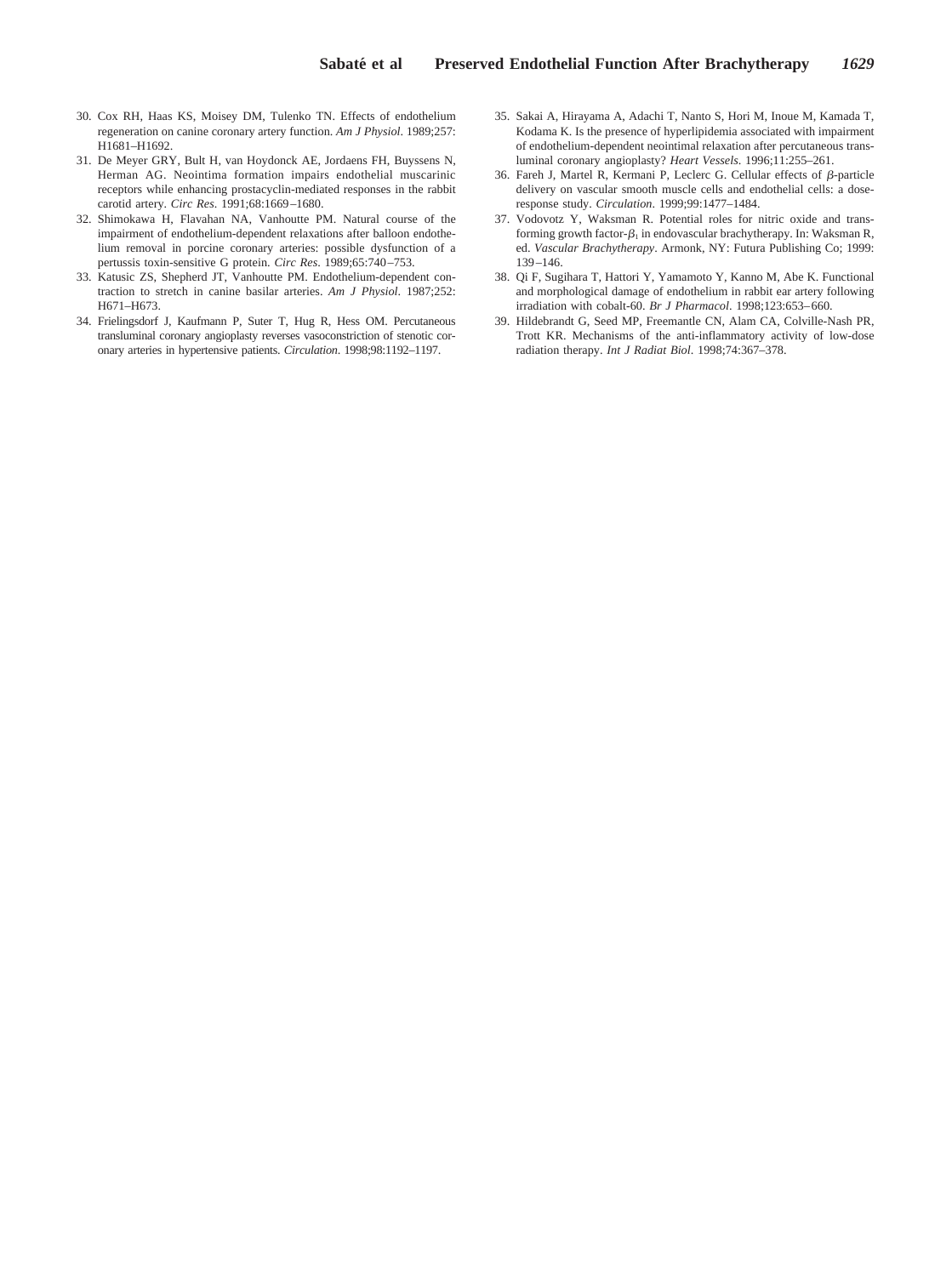30. Cox RH, Haas KS, Moisey DM, Tulenko TN. Effects of endothelium regeneration on canine coronary artery function. *Am J Physiol*. 1989;257: H1681–H1692.
31. De Meyer GRY, Bult H, van Hoydonck AE, Jordaens FH, Buyssens N, Herman AG. Neointima formation impairs endothelial muscarinic receptors while enhancing prostacyclin-mediated responses in the rabbit carotid artery. *Circ Res*. 1991;68:1669–1680.
32. Shimokawa H, Flavahan NA, Vanhoutte PM. Natural course of the impairment of endothelium-dependent relaxations after balloon endothelium removal in porcine coronary arteries: possible dysfunction of a pertussis toxin-sensitive G protein. *Circ Res*. 1989;65:740–753.
33. Katusic ZS, Shepherd JT, Vanhoutte PM. Endothelium-dependent contraction to stretch in canine basilar arteries. *Am J Physiol*. 1987;252: H671–H673.
34. Frielingsdorf J, Kaufmann P, Suter T, Hug R, Hess OM. Percutaneous transluminal coronary angioplasty reverses vasoconstriction of stenotic coronary arteries in hypertensive patients. *Circulation*. 1998;98:1192–1197.
35. Sakai A, Hirayama A, Adachi T, Nanto S, Hori M, Inoue M, Kamada T, Kodama K. Is the presence of hyperlipidemia associated with impairment of endothelium-dependent neointimal relaxation after percutaneous transluminal coronary angioplasty? *Heart Vessels*. 1996;11:255–261.
36. Fareh J, Martel R, Kermani P, Leclerc G. Cellular effects of $\beta$-particle delivery on vascular smooth muscle cells and endothelial cells: a dose-response study. *Circulation*. 1999;99:1477–1484.
37. Vodovotz Y, Waksman R. Potential roles for nitric oxide and transforming growth factor-$\beta_1$ in endovascular brachytherapy. In: Waksman R, ed. *Vascular Brachytherapy*. Armonk, NY: Futura Publishing Co; 1999: 139–146.
38. Qi F, Sugihara T, Hattori Y, Yamamoto Y, Kanno M, Abe K. Functional and morphological damage of endothelium in rabbit ear artery following irradiation with cobalt-60. *Br J Pharmacol*. 1998;123:653–660.
39. Hildebrandt G, Seed MP, Freemantle CN, Alam CA, Colville-Nash PR, Trott KR. Mechanisms of the anti-inflammatory activity of low-dose radiation therapy. *Int J Radiat Biol*. 1998;74:367–378.